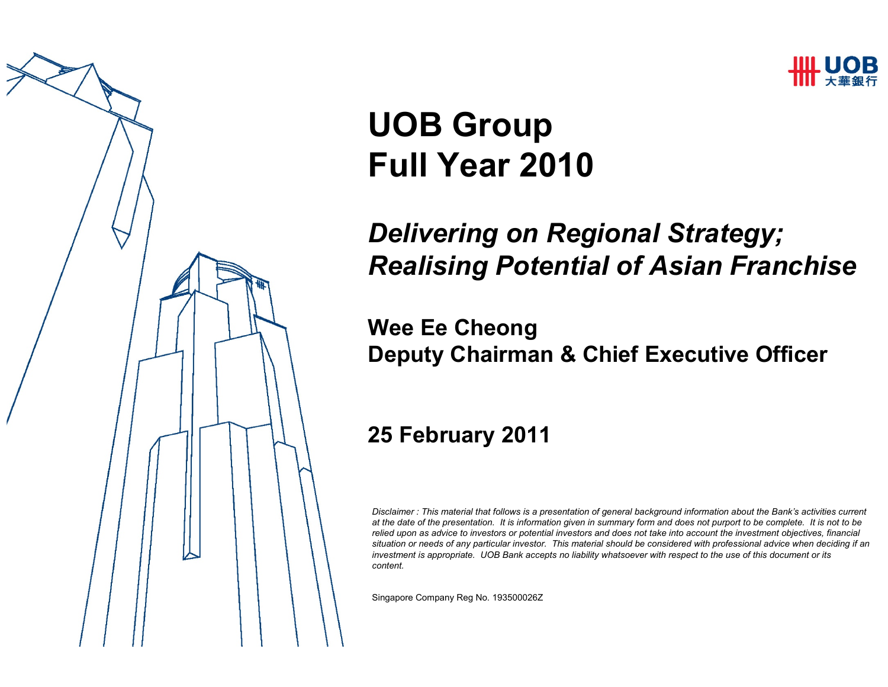UOB 大華銀行

# UOB Group
# Full Year 2010

## *Delivering on Regional Strategy; Realising Potential of Asian Franchise*

**Wee Ee Cheong**
**Deputy Chairman & Chief Executive Officer**

**25 February 2011**

*Disclaimer : This material that follows is a presentation of general background information about the Bank's activities current at the date of the presentation. It is information given in summary form and does not purport to be complete. It is not to be relied upon as advice to investors or potential investors and does not take into account the investment objectives, financial situation or needs of any particular investor. This material should be considered with professional advice when deciding if an investment is appropriate. UOB Bank accepts no liability whatsoever with respect to the use of this document or its content.*

Singapore Company Reg No. 193500026Z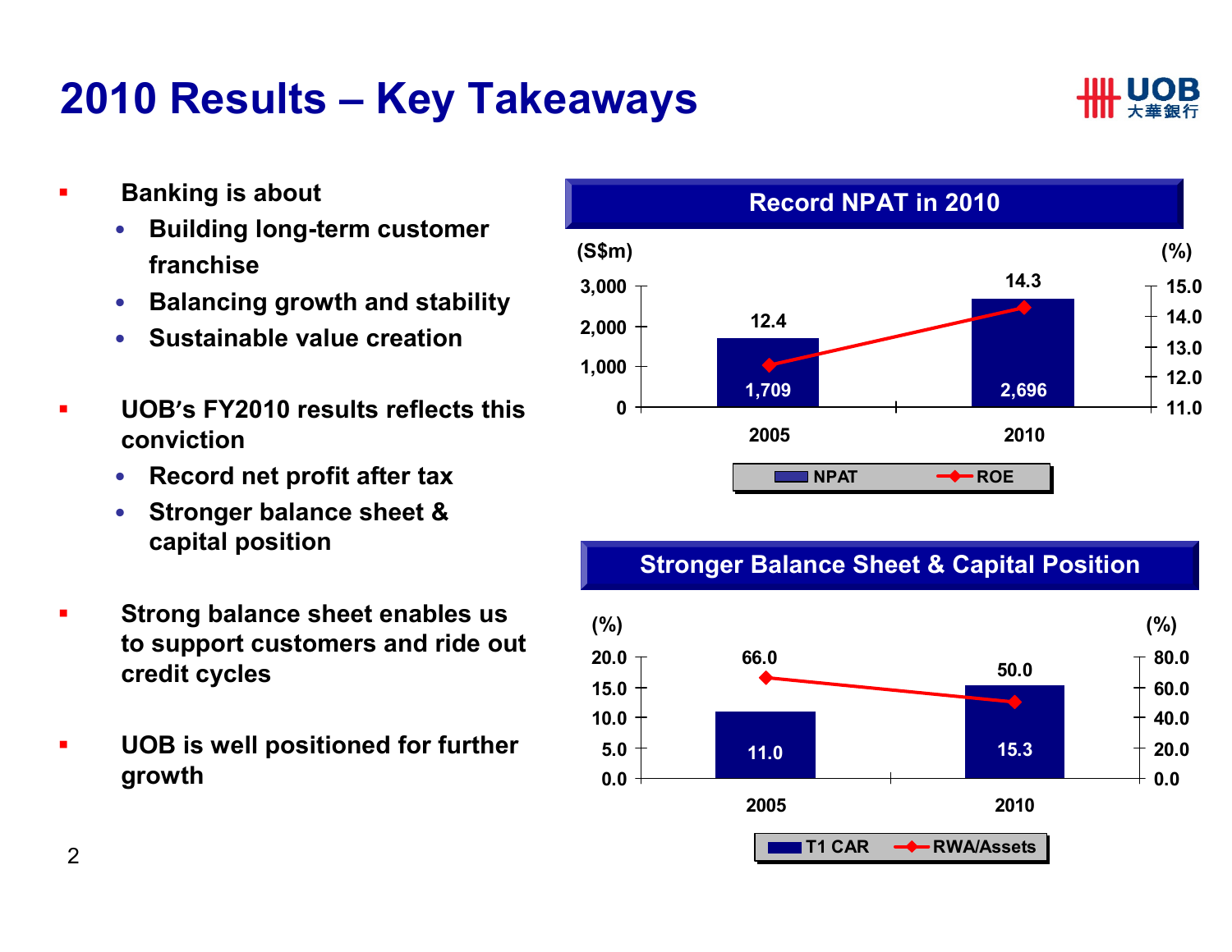# 2010 Results – Key Takeaways

- **Banking is about**
  - **Building long-term customer franchise**
  - **Balancing growth and stability**
  - **Sustainable value creation**
- **UOB's FY2010 results reflects this conviction**
  - **Record net profit after tax**
  - **Stronger balance sheet & capital position**
- **Strong balance sheet enables us to support customers and ride out credit cycles**
- **UOB is well positioned for further growth**

## Record NPAT in 2010

| | 2005 | 2010 |
|---|---|---|
| NPAT (S$m) | 1,709 | 2,696 |
| ROE (%) | 12.4 | 14.3 |

## Stronger Balance Sheet & Capital Position

| | 2005 | 2010 |
|---|---|---|
| T1 CAR (%) | 11.0 | 15.3 |
| RWA/Assets (%) | 66.0 | 50.0 |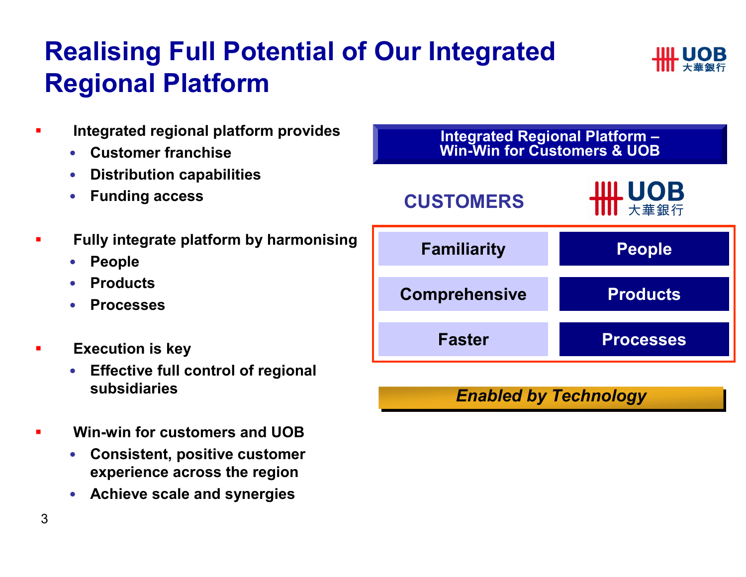# Realising Full Potential of Our Integrated Regional Platform

- **Integrated regional platform provides**
  - **Customer franchise**
  - **Distribution capabilities**
  - **Funding access**
- **Fully integrate platform by harmonising**
  - **People**
  - **Products**
  - **Processes**
- **Execution is key**
  - **Effective full control of regional subsidiaries**
- **Win-win for customers and UOB**
  - **Consistent, positive customer experience across the region**
  - **Achieve scale and synergies**

**Integrated Regional Platform – Win-Win for Customers & UOB**

| CUSTOMERS | UOB 大華銀行 |
|---|---|
| Familiarity | People |
| Comprehensive | Products |
| Faster | Processes |

***Enabled by Technology***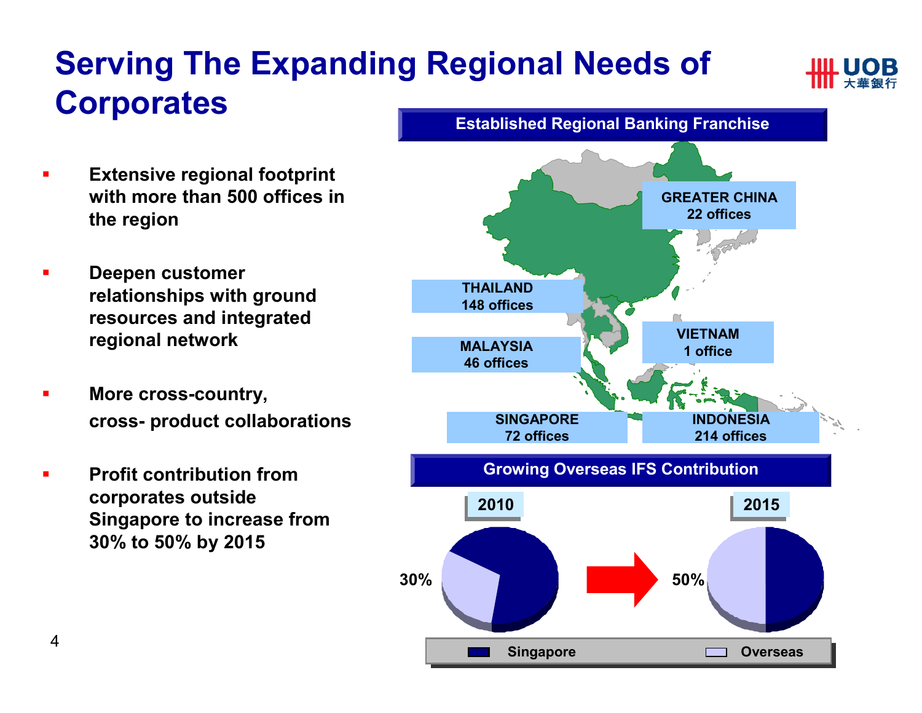# Serving The Expanding Regional Needs of Corporates

- Extensive regional footprint with more than 500 offices in the region
- Deepen customer relationships with ground resources and integrated regional network
- More cross-country, cross- product collaborations
- Profit contribution from corporates outside Singapore to increase from 30% to 50% by 2015

## Established Regional Banking Franchise

| Region | Offices |
|---|---|
| GREATER CHINA | 22 offices |
| THAILAND | 148 offices |
| MALAYSIA | 46 offices |
| VIETNAM | 1 office |
| SINGAPORE | 72 offices |
| INDONESIA | 214 offices |

## Growing Overseas IFS Contribution

| | 2010 | 2015 |
|---|---|---|
| Overseas | 30% | 50% |

Singapore | Overseas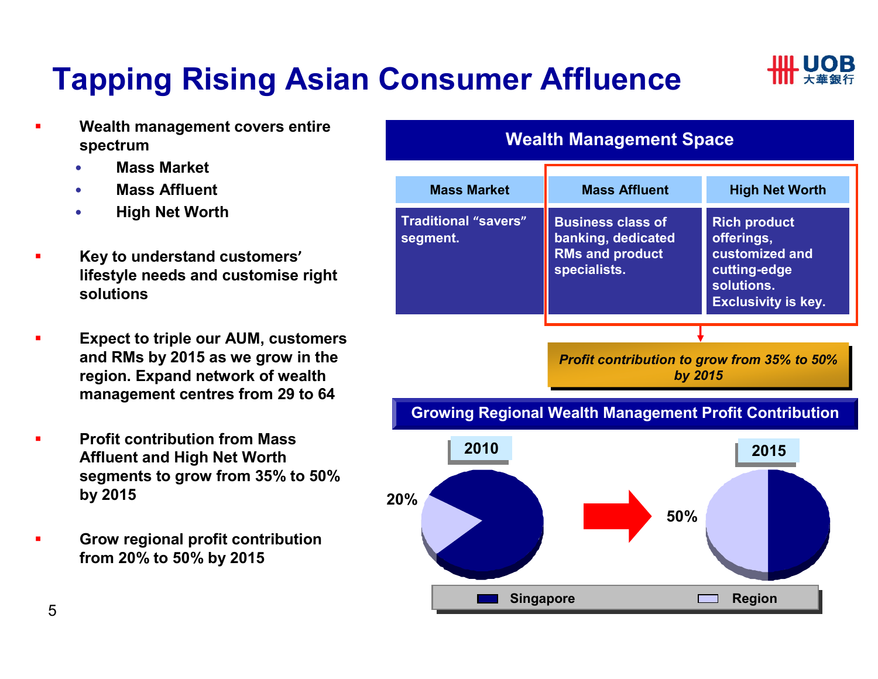# Tapping Rising Asian Consumer Affluence

- Wealth management covers entire spectrum
  - Mass Market
  - Mass Affluent
  - High Net Worth
- Key to understand customers' lifestyle needs and customise right solutions
- Expect to triple our AUM, customers and RMs by 2015 as we grow in the region. Expand network of wealth management centres from 29 to 64
- Profit contribution from Mass Affluent and High Net Worth segments to grow from 35% to 50% by 2015
- Grow regional profit contribution from 20% to 50% by 2015

## Wealth Management Space

| Mass Market | Mass Affluent | High Net Worth |
|---|---|---|
| Traditional "savers" segment. | Business class of banking, dedicated RMs and product specialists. | Rich product offerings, customized and cutting-edge solutions. Exclusivity is key. |

*Profit contribution to grow from 35% to 50% by 2015*

## Growing Regional Wealth Management Profit Contribution

| | 2010 | 2015 |
|---|---|---|
| Region | 20% | 50% |

Legend: Singapore, Region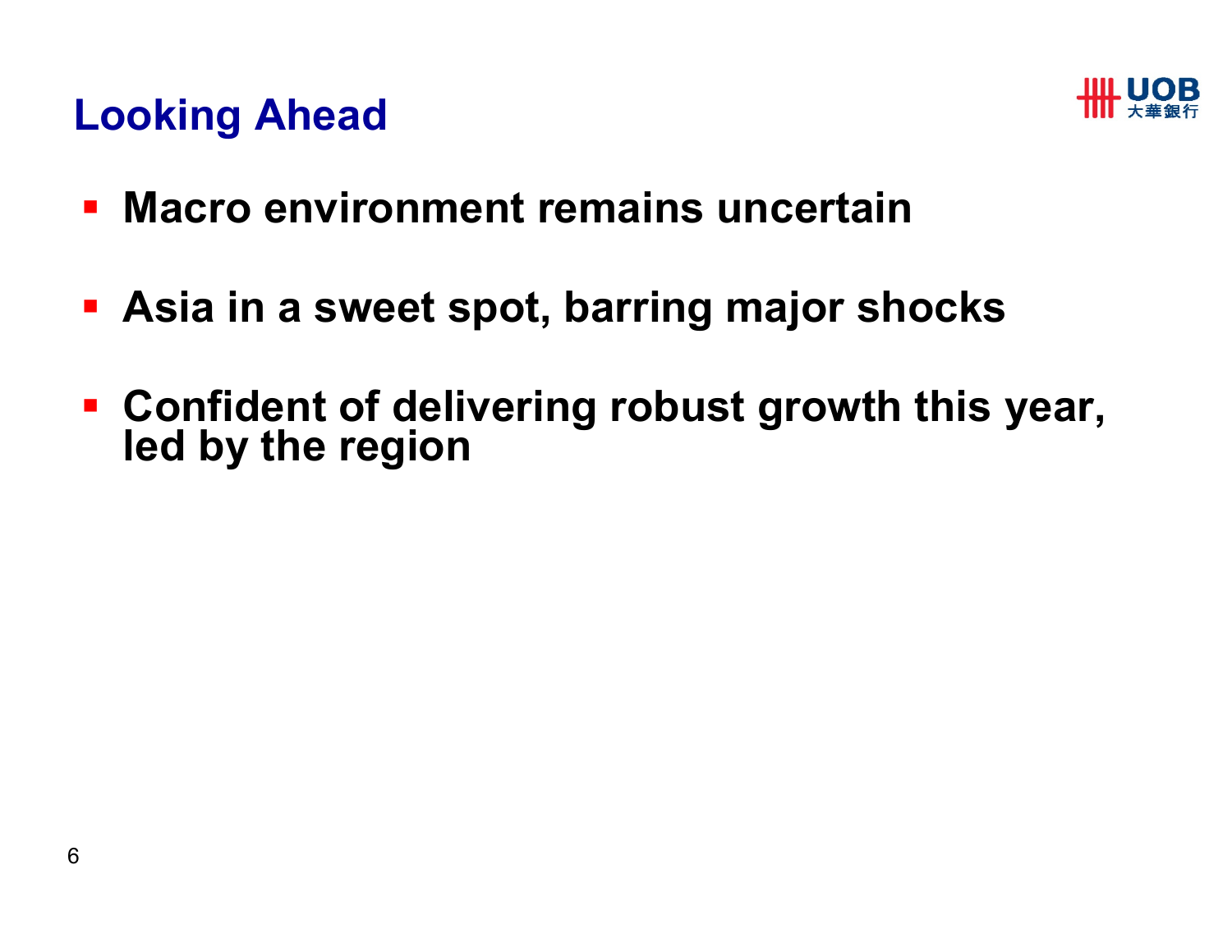# Looking Ahead

- **Macro environment remains uncertain**
- **Asia in a sweet spot, barring major shocks**
- **Confident of delivering robust growth this year, led by the region**